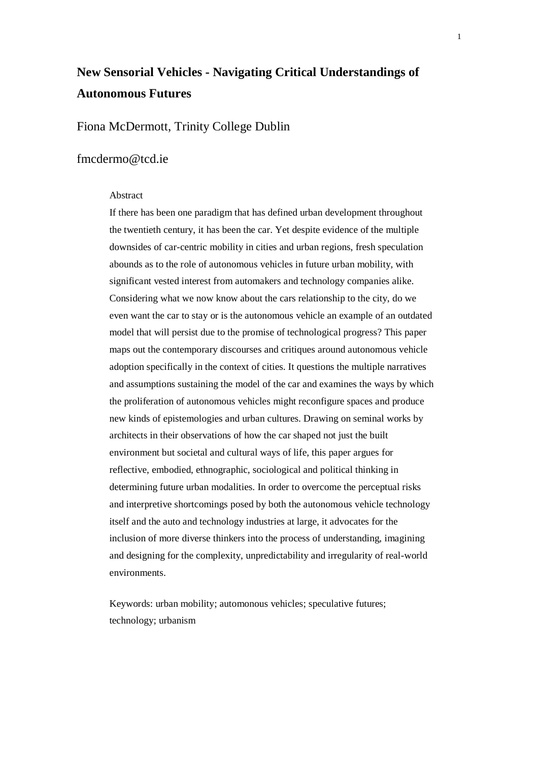# New Sensorial Vehicles - Navigating Critical Understandings of Autonomous Futures

Fiona McDermott, Trinity College Dublin

fmcdermo@tcd.ie

Abstract

If there has been one paradigm that has defined urban development throughout the twentieth century, it has been the car. Yet despite evidence of the multiple downsides of car-centric mobility in cities and urban regions, fresh speculation abounds as to the role of autonomous vehicles in future urban mobility, with significant vested interest from automakers and technology companies alike. Considering what we now know about the cars relationship to the city, do we even want the car to stay or is the autonomous vehicle an example of an outdated model that will persist due to the promise of technological progress? This paper maps out the contemporary discourses and critiques around autonomous vehicle adoption specifically in the context of cities. It questions the multiple narratives and assumptions sustaining the model of the car and examines the ways by which the proliferation of autonomous vehicles might reconfigure spaces and produce new kinds of epistemologies and urban cultures. Drawing on seminal works by architects in their observations of how the car shaped not just the built environment but societal and cultural ways of life, this paper argues for reflective, embodied, ethnographic, sociological and political thinking in determining future urban modalities. In order to overcome the perceptual risks and interpretive shortcomings posed by both the autonomous vehicle technology itself and the auto and technology industries at large, it advocates for the inclusion of more diverse thinkers into the process of understanding, imagining and designing for the complexity, unpredictability and irregularity of real-world environments.

Keywords: urban mobility; automonous vehicles; speculative futures; technology; urbanism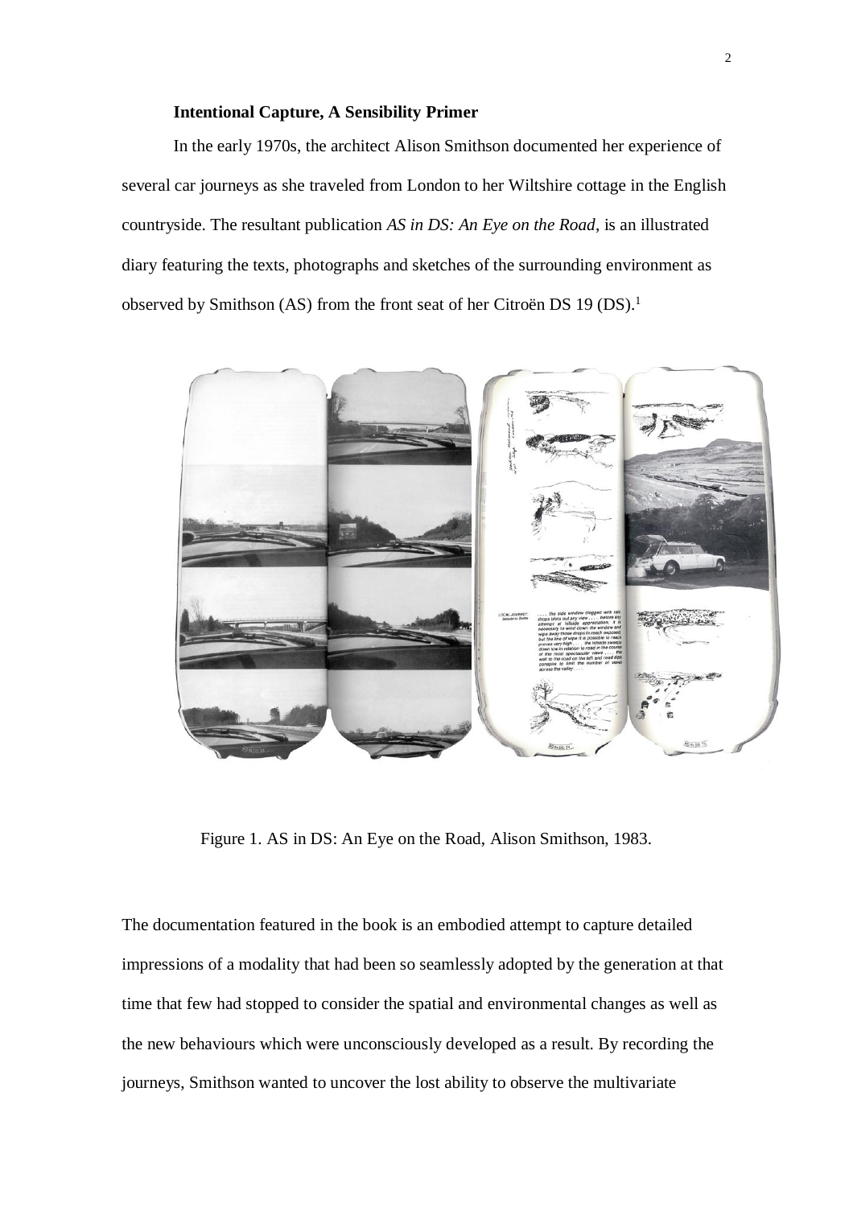**Intentional Capture, A Sensibility Primer**

In the early 1970s, the architect Alison Smithson documented her experience of several car journeys as she traveled from London to her Wiltshire cottage in the English countryside. The resultant publication *AS in DS: An Eye on the Road*, is an illustrated diary featuring the texts, photographs and sketches of the surrounding environment as observed by Smithson (AS) from the front seat of her Citroën DS 19 (DS).[1]

Figure 1. AS in DS: An Eye on the Road, Alison Smithson, 1983.

The documentation featured in the book is an embodied attempt to capture detailed impressions of a modality that had been so seamlessly adopted by the generation at that time that few had stopped to consider the spatial and environmental changes as well as the new behaviours which were unconsciously developed as a result. By recording the journeys, Smithson wanted to uncover the lost ability to observe the multivariate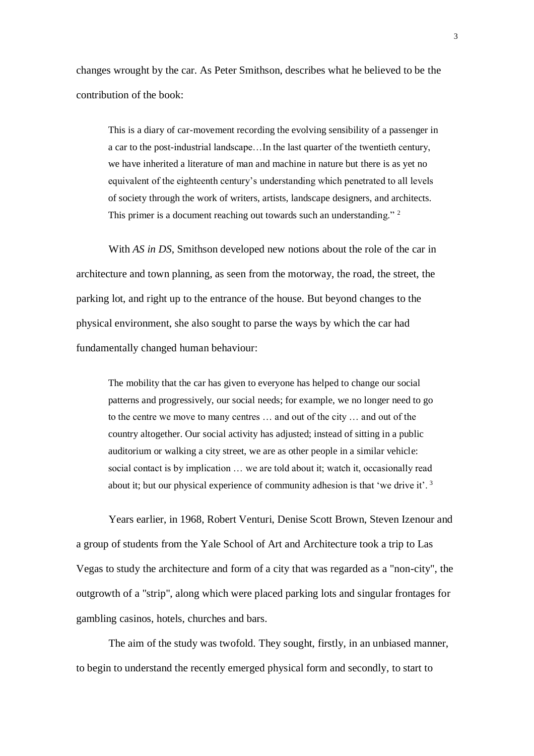changes wrought by the car. As Peter Smithson, describes what he believed to be the contribution of the book:

> This is a diary of car-movement recording the evolving sensibility of a passenger in a car to the post-industrial landscape…In the last quarter of the twentieth century, we have inherited a literature of man and machine in nature but there is as yet no equivalent of the eighteenth century's understanding which penetrated to all levels of society through the work of writers, artists, landscape designers, and architects. This primer is a document reaching out towards such an understanding." [2]

With *AS in DS*, Smithson developed new notions about the role of the car in architecture and town planning, as seen from the motorway, the road, the street, the parking lot, and right up to the entrance of the house. But beyond changes to the physical environment, she also sought to parse the ways by which the car had fundamentally changed human behaviour:

> The mobility that the car has given to everyone has helped to change our social patterns and progressively, our social needs; for example, we no longer need to go to the centre we move to many centres … and out of the city … and out of the country altogether. Our social activity has adjusted; instead of sitting in a public auditorium or walking a city street, we are as other people in a similar vehicle: social contact is by implication … we are told about it; watch it, occasionally read about it; but our physical experience of community adhesion is that 'we drive it'. [3]

Years earlier, in 1968, Robert Venturi, Denise Scott Brown, Steven Izenour and a group of students from the Yale School of Art and Architecture took a trip to Las Vegas to study the architecture and form of a city that was regarded as a "non-city", the outgrowth of a "strip", along which were placed parking lots and singular frontages for gambling casinos, hotels, churches and bars.

The aim of the study was twofold. They sought, firstly, in an unbiased manner, to begin to understand the recently emerged physical form and secondly, to start to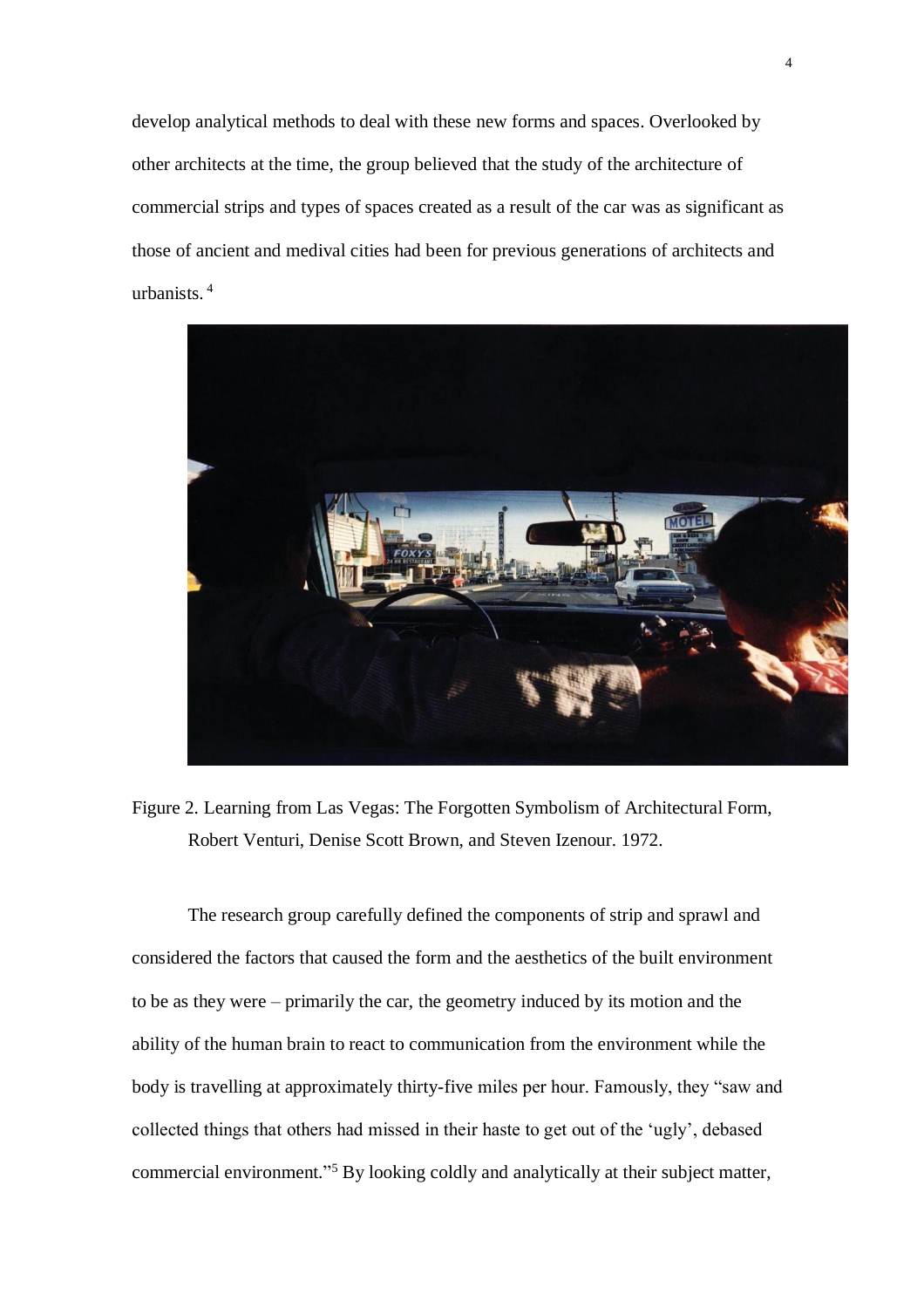develop analytical methods to deal with these new forms and spaces. Overlooked by other architects at the time, the group believed that the study of the architecture of commercial strips and types of spaces created as a result of the car was as significant as those of ancient and medival cities had been for previous generations of architects and urbanists. [4]

Figure 2. Learning from Las Vegas: The Forgotten Symbolism of Architectural Form, Robert Venturi, Denise Scott Brown, and Steven Izenour. 1972.

The research group carefully defined the components of strip and sprawl and considered the factors that caused the form and the aesthetics of the built environment to be as they were – primarily the car, the geometry induced by its motion and the ability of the human brain to react to communication from the environment while the body is travelling at approximately thirty-five miles per hour. Famously, they "saw and collected things that others had missed in their haste to get out of the 'ugly', debased commercial environment."[5] By looking coldly and analytically at their subject matter,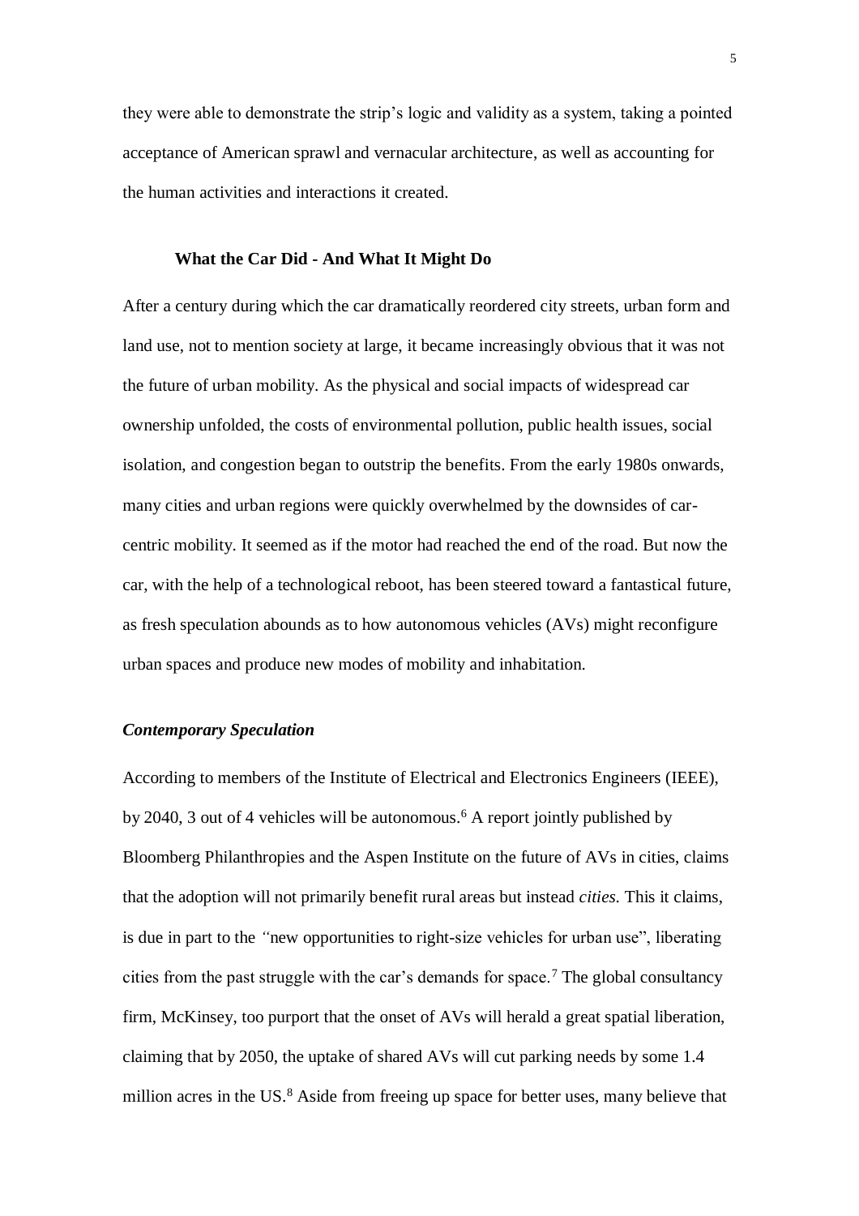they were able to demonstrate the strip's logic and validity as a system, taking a pointed acceptance of American sprawl and vernacular architecture, as well as accounting for the human activities and interactions it created.

## What the Car Did - And What It Might Do

After a century during which the car dramatically reordered city streets, urban form and land use, not to mention society at large, it became increasingly obvious that it was not the future of urban mobility. As the physical and social impacts of widespread car ownership unfolded, the costs of environmental pollution, public health issues, social isolation, and congestion began to outstrip the benefits. From the early 1980s onwards, many cities and urban regions were quickly overwhelmed by the downsides of car-centric mobility. It seemed as if the motor had reached the end of the road. But now the car, with the help of a technological reboot, has been steered toward a fantastical future, as fresh speculation abounds as to how autonomous vehicles (AVs) might reconfigure urban spaces and produce new modes of mobility and inhabitation.

### *Contemporary Speculation*

According to members of the Institute of Electrical and Electronics Engineers (IEEE), by 2040, 3 out of 4 vehicles will be autonomous.[6] A report jointly published by Bloomberg Philanthropies and the Aspen Institute on the future of AVs in cities, claims that the adoption will not primarily benefit rural areas but instead *cities.* This it claims, is due in part to the *"*new opportunities to right-size vehicles for urban use", liberating cities from the past struggle with the car's demands for space.[7] The global consultancy firm, McKinsey, too purport that the onset of AVs will herald a great spatial liberation, claiming that by 2050, the uptake of shared AVs will cut parking needs by some 1.4 million acres in the US.[8] Aside from freeing up space for better uses, many believe that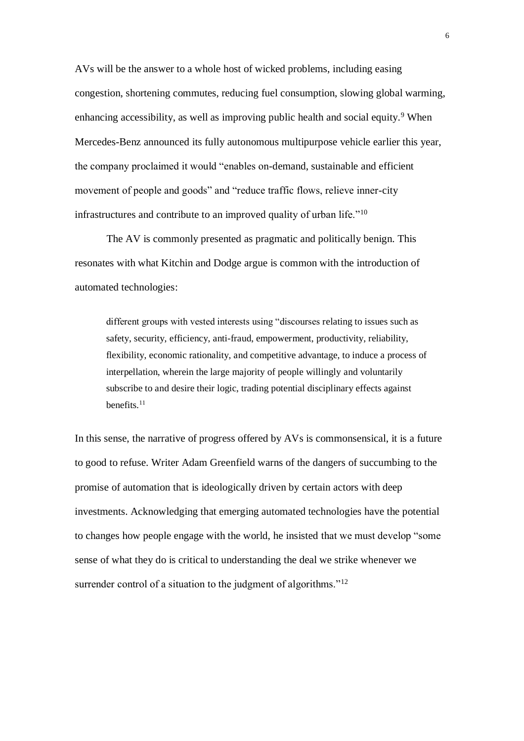AVs will be the answer to a whole host of wicked problems, including easing congestion, shortening commutes, reducing fuel consumption, slowing global warming, enhancing accessibility, as well as improving public health and social equity.[9] When Mercedes-Benz announced its fully autonomous multipurpose vehicle earlier this year, the company proclaimed it would "enables on-demand, sustainable and efficient movement of people and goods" and "reduce traffic flows, relieve inner-city infrastructures and contribute to an improved quality of urban life."[10]

The AV is commonly presented as pragmatic and politically benign. This resonates with what Kitchin and Dodge argue is common with the introduction of automated technologies:

> different groups with vested interests using "discourses relating to issues such as safety, security, efficiency, anti-fraud, empowerment, productivity, reliability, flexibility, economic rationality, and competitive advantage, to induce a process of interpellation, wherein the large majority of people willingly and voluntarily subscribe to and desire their logic, trading potential disciplinary effects against benefits.[11]

In this sense, the narrative of progress offered by AVs is commonsensical, it is a future to good to refuse. Writer Adam Greenfield warns of the dangers of succumbing to the promise of automation that is ideologically driven by certain actors with deep investments. Acknowledging that emerging automated technologies have the potential to changes how people engage with the world, he insisted that we must develop "some sense of what they do is critical to understanding the deal we strike whenever we surrender control of a situation to the judgment of algorithms."[12]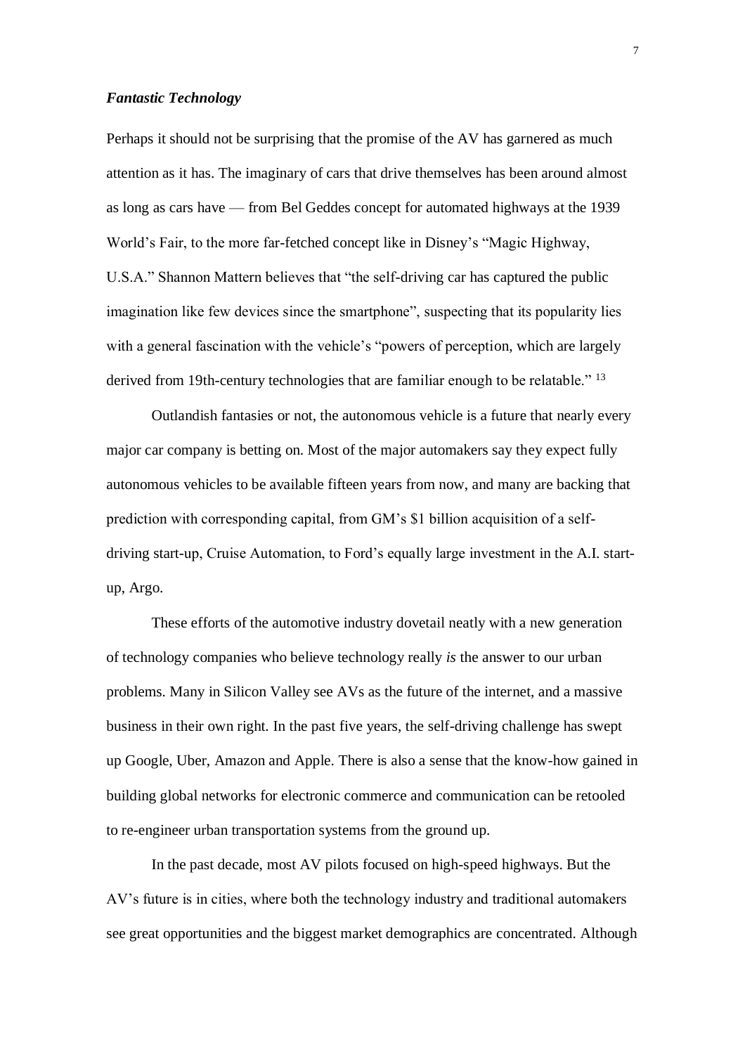### *Fantastic Technology*

Perhaps it should not be surprising that the promise of the AV has garnered as much attention as it has. The imaginary of cars that drive themselves has been around almost as long as cars have — from Bel Geddes concept for automated highways at the 1939 World's Fair, to the more far-fetched concept like in Disney's "Magic Highway, U.S.A." Shannon Mattern believes that "the self-driving car has captured the public imagination like few devices since the smartphone", suspecting that its popularity lies with a general fascination with the vehicle's "powers of perception, which are largely derived from 19th-century technologies that are familiar enough to be relatable." [13]

Outlandish fantasies or not, the autonomous vehicle is a future that nearly every major car company is betting on. Most of the major automakers say they expect fully autonomous vehicles to be available fifteen years from now, and many are backing that prediction with corresponding capital, from GM's $1 billion acquisition of a self-driving start-up, Cruise Automation, to Ford's equally large investment in the A.I. start-up, Argo.

These efforts of the automotive industry dovetail neatly with a new generation of technology companies who believe technology really *is* the answer to our urban problems. Many in Silicon Valley see AVs as the future of the internet, and a massive business in their own right. In the past five years, the self-driving challenge has swept up Google, Uber, Amazon and Apple. There is also a sense that the know-how gained in building global networks for electronic commerce and communication can be retooled to re-engineer urban transportation systems from the ground up.

In the past decade, most AV pilots focused on high-speed highways. But the AV's future is in cities, where both the technology industry and traditional automakers see great opportunities and the biggest market demographics are concentrated. Although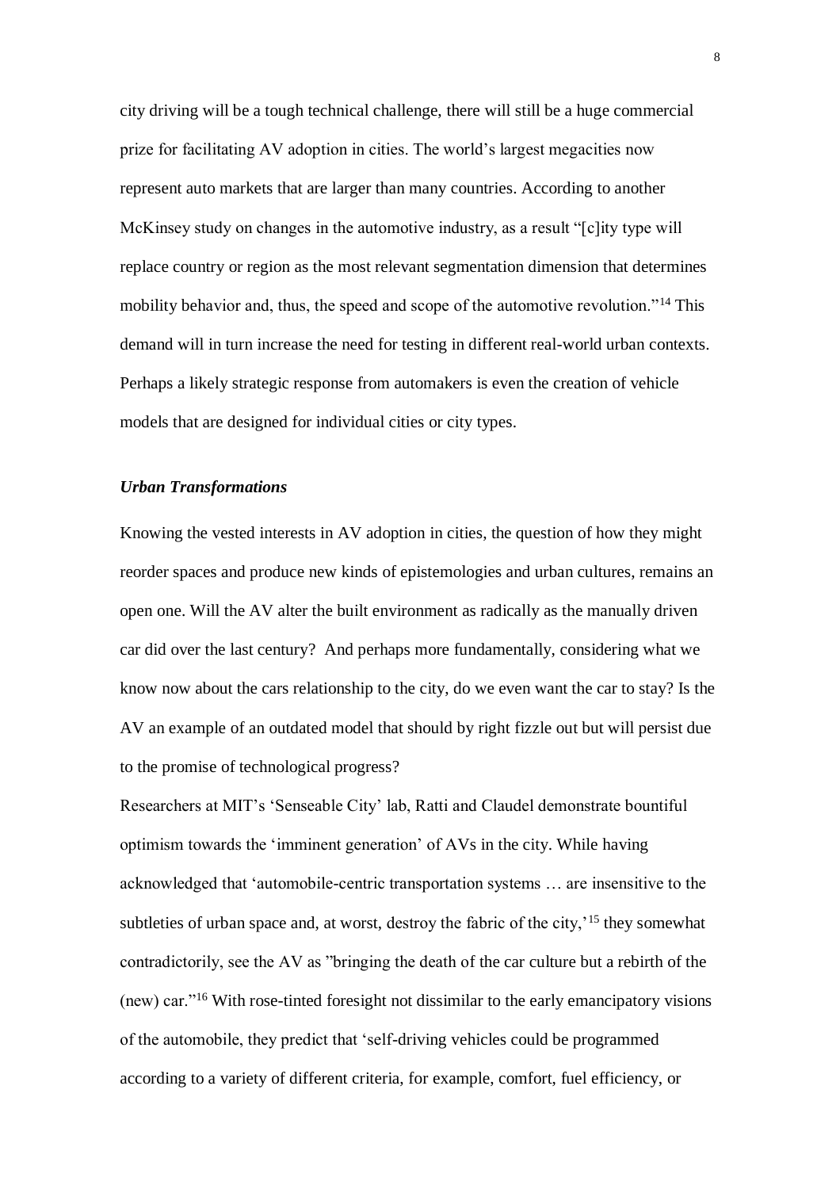city driving will be a tough technical challenge, there will still be a huge commercial prize for facilitating AV adoption in cities. The world's largest megacities now represent auto markets that are larger than many countries. According to another McKinsey study on changes in the automotive industry, as a result "[c]ity type will replace country or region as the most relevant segmentation dimension that determines mobility behavior and, thus, the speed and scope of the automotive revolution."[14] This demand will in turn increase the need for testing in different real-world urban contexts. Perhaps a likely strategic response from automakers is even the creation of vehicle models that are designed for individual cities or city types.

### *Urban Transformations*

Knowing the vested interests in AV adoption in cities, the question of how they might reorder spaces and produce new kinds of epistemologies and urban cultures, remains an open one. Will the AV alter the built environment as radically as the manually driven car did over the last century? And perhaps more fundamentally, considering what we know now about the cars relationship to the city, do we even want the car to stay? Is the AV an example of an outdated model that should by right fizzle out but will persist due to the promise of technological progress?

Researchers at MIT's 'Senseable City' lab, Ratti and Claudel demonstrate bountiful optimism towards the 'imminent generation' of AVs in the city. While having acknowledged that 'automobile-centric transportation systems … are insensitive to the subtleties of urban space and, at worst, destroy the fabric of the city,'[15] they somewhat contradictorily, see the AV as "bringing the death of the car culture but a rebirth of the (new) car."[16] With rose-tinted foresight not dissimilar to the early emancipatory visions of the automobile, they predict that 'self-driving vehicles could be programmed according to a variety of different criteria, for example, comfort, fuel efficiency, or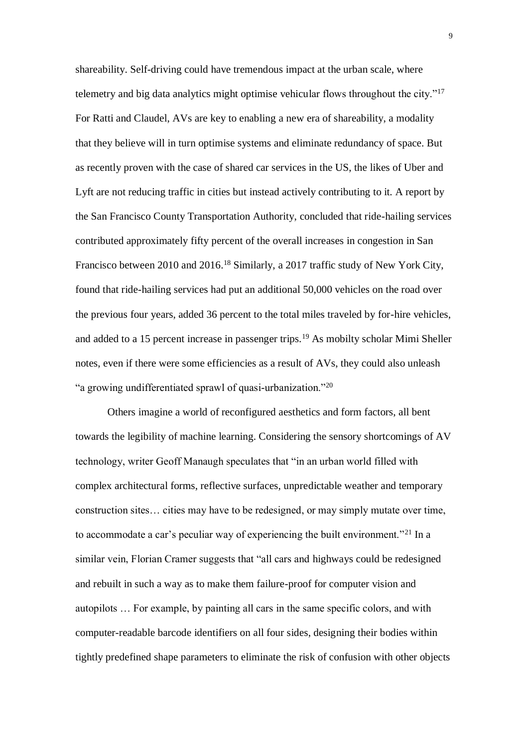shareability. Self-driving could have tremendous impact at the urban scale, where telemetry and big data analytics might optimise vehicular flows throughout the city."[17] For Ratti and Claudel, AVs are key to enabling a new era of shareability, a modality that they believe will in turn optimise systems and eliminate redundancy of space. But as recently proven with the case of shared car services in the US, the likes of Uber and Lyft are not reducing traffic in cities but instead actively contributing to it. A report by the San Francisco County Transportation Authority, concluded that ride-hailing services contributed approximately fifty percent of the overall increases in congestion in San Francisco between 2010 and 2016.[18] Similarly, a 2017 traffic study of New York City, found that ride-hailing services had put an additional 50,000 vehicles on the road over the previous four years, added 36 percent to the total miles traveled by for-hire vehicles, and added to a 15 percent increase in passenger trips.[19] As mobilty scholar Mimi Sheller notes, even if there were some efficiencies as a result of AVs, they could also unleash "a growing undifferentiated sprawl of quasi-urbanization."[20]

Others imagine a world of reconfigured aesthetics and form factors, all bent towards the legibility of machine learning. Considering the sensory shortcomings of AV technology, writer Geoff Manaugh speculates that "in an urban world filled with complex architectural forms, reflective surfaces, unpredictable weather and temporary construction sites… cities may have to be redesigned, or may simply mutate over time, to accommodate a car's peculiar way of experiencing the built environment."[21] In a similar vein, Florian Cramer suggests that "all cars and highways could be redesigned and rebuilt in such a way as to make them failure-proof for computer vision and autopilots … For example, by painting all cars in the same specific colors, and with computer-readable barcode identifiers on all four sides, designing their bodies within tightly predefined shape parameters to eliminate the risk of confusion with other objects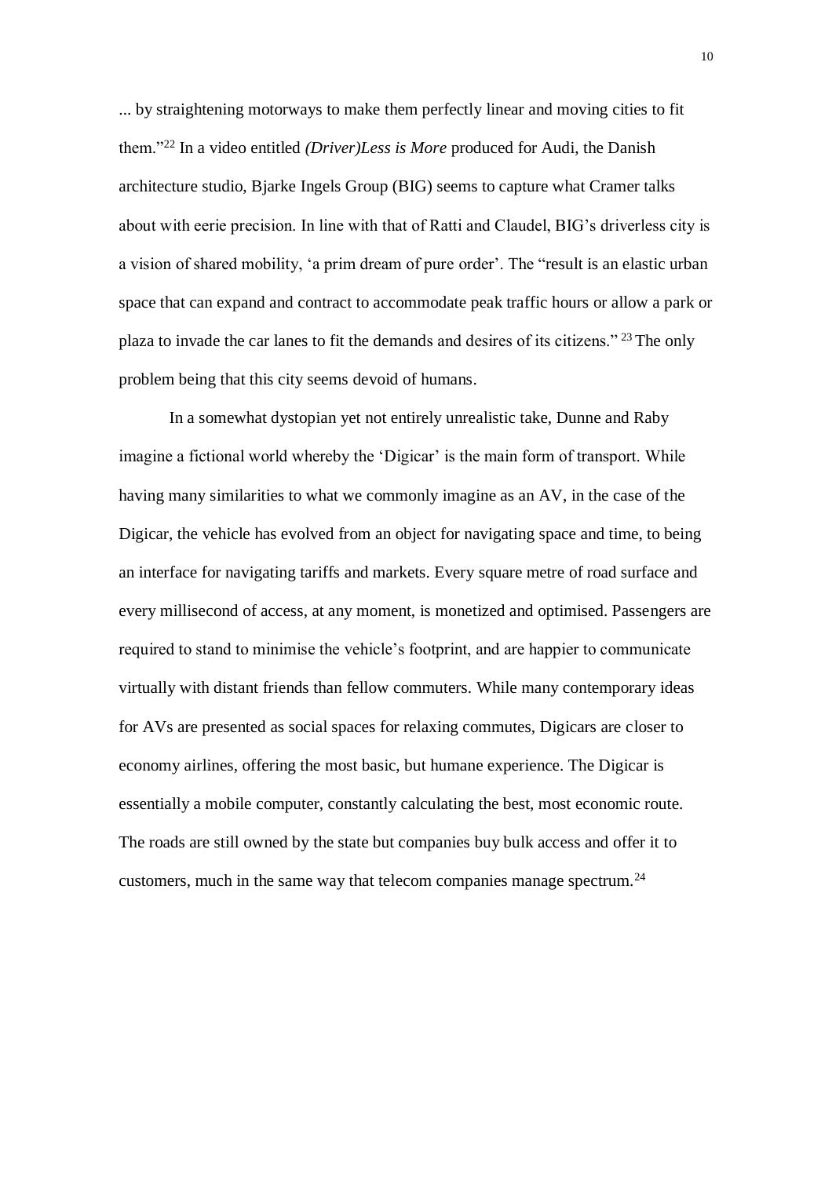... by straightening motorways to make them perfectly linear and moving cities to fit them."[22] In a video entitled *(Driver)Less is More* produced for Audi, the Danish architecture studio, Bjarke Ingels Group (BIG) seems to capture what Cramer talks about with eerie precision. In line with that of Ratti and Claudel, BIG's driverless city is a vision of shared mobility, 'a prim dream of pure order'. The "result is an elastic urban space that can expand and contract to accommodate peak traffic hours or allow a park or plaza to invade the car lanes to fit the demands and desires of its citizens." [23] The only problem being that this city seems devoid of humans.

In a somewhat dystopian yet not entirely unrealistic take, Dunne and Raby imagine a fictional world whereby the 'Digicar' is the main form of transport. While having many similarities to what we commonly imagine as an AV, in the case of the Digicar, the vehicle has evolved from an object for navigating space and time, to being an interface for navigating tariffs and markets. Every square metre of road surface and every millisecond of access, at any moment, is monetized and optimised. Passengers are required to stand to minimise the vehicle's footprint, and are happier to communicate virtually with distant friends than fellow commuters. While many contemporary ideas for AVs are presented as social spaces for relaxing commutes, Digicars are closer to economy airlines, offering the most basic, but humane experience. The Digicar is essentially a mobile computer, constantly calculating the best, most economic route. The roads are still owned by the state but companies buy bulk access and offer it to customers, much in the same way that telecom companies manage spectrum.[24]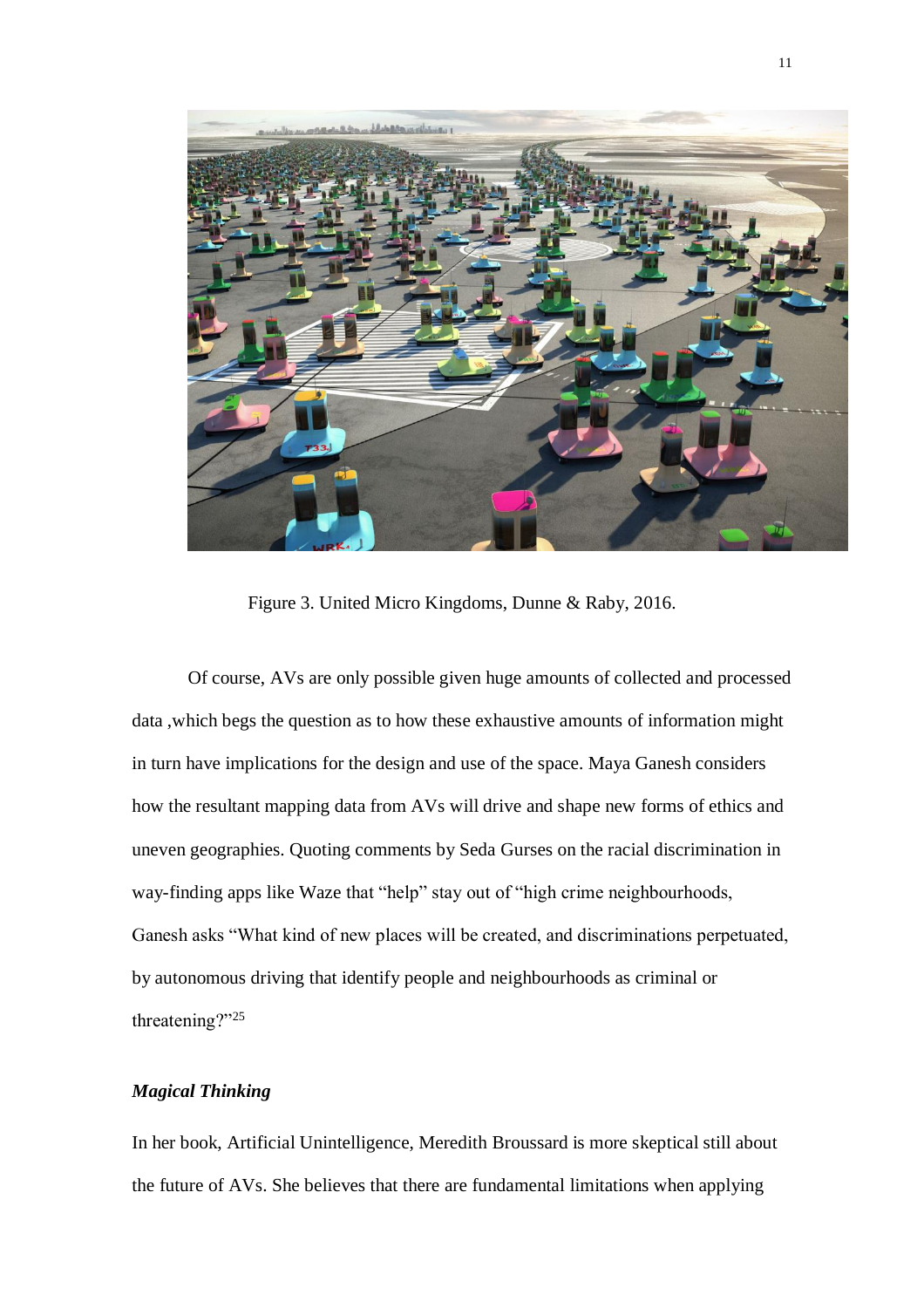Figure 3. United Micro Kingdoms, Dunne & Raby, 2016.

Of course, AVs are only possible given huge amounts of collected and processed data ,which begs the question as to how these exhaustive amounts of information might in turn have implications for the design and use of the space. Maya Ganesh considers how the resultant mapping data from AVs will drive and shape new forms of ethics and uneven geographies. Quoting comments by Seda Gurses on the racial discrimination in way-finding apps like Waze that "help" stay out of "high crime neighbourhoods, Ganesh asks "What kind of new places will be created, and discriminations perpetuated, by autonomous driving that identify people and neighbourhoods as criminal or threatening?"[25]

### *Magical Thinking*

In her book, Artificial Unintelligence, Meredith Broussard is more skeptical still about the future of AVs. She believes that there are fundamental limitations when applying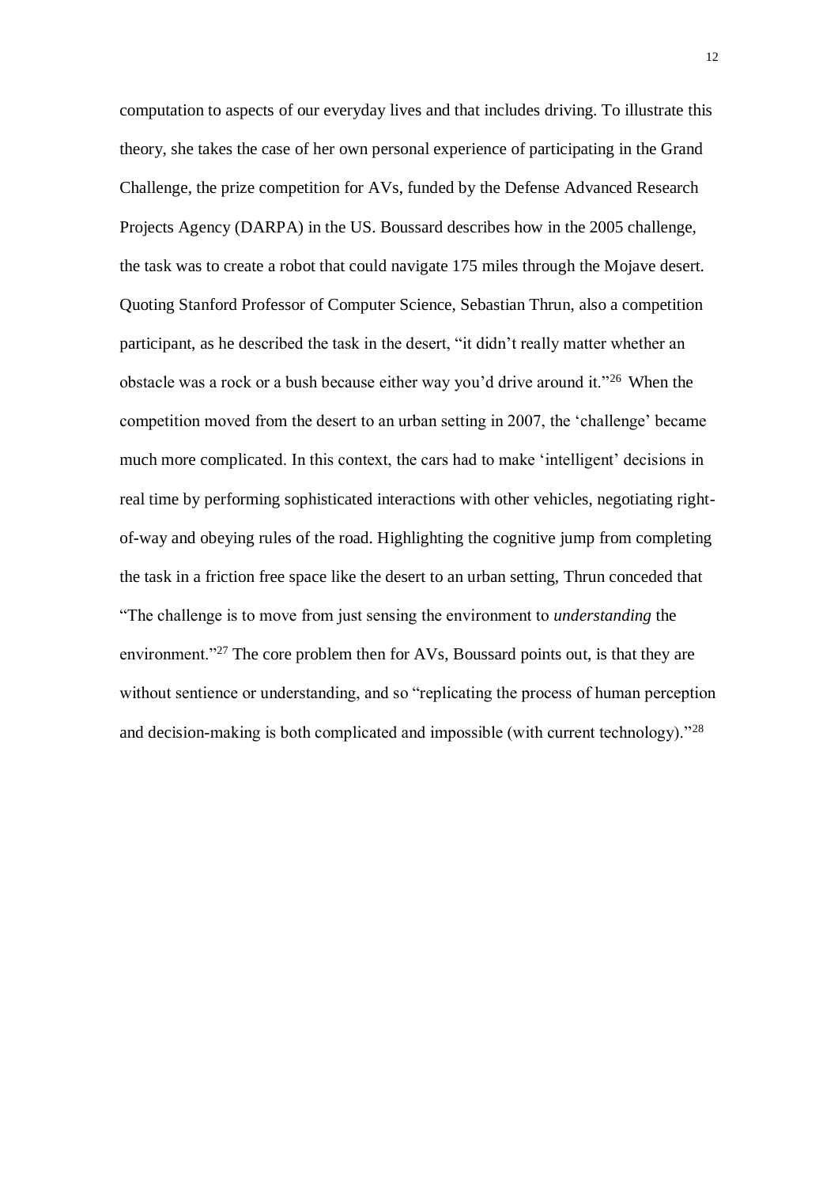computation to aspects of our everyday lives and that includes driving. To illustrate this theory, she takes the case of her own personal experience of participating in the Grand Challenge, the prize competition for AVs, funded by the Defense Advanced Research Projects Agency (DARPA) in the US. Boussard describes how in the 2005 challenge, the task was to create a robot that could navigate 175 miles through the Mojave desert. Quoting Stanford Professor of Computer Science, Sebastian Thrun, also a competition participant, as he described the task in the desert, "it didn't really matter whether an obstacle was a rock or a bush because either way you'd drive around it."[26] When the competition moved from the desert to an urban setting in 2007, the 'challenge' became much more complicated. In this context, the cars had to make 'intelligent' decisions in real time by performing sophisticated interactions with other vehicles, negotiating right-of-way and obeying rules of the road. Highlighting the cognitive jump from completing the task in a friction free space like the desert to an urban setting, Thrun conceded that "The challenge is to move from just sensing the environment to *understanding* the environment."[27] The core problem then for AVs, Boussard points out, is that they are without sentience or understanding, and so "replicating the process of human perception and decision-making is both complicated and impossible (with current technology)."[28]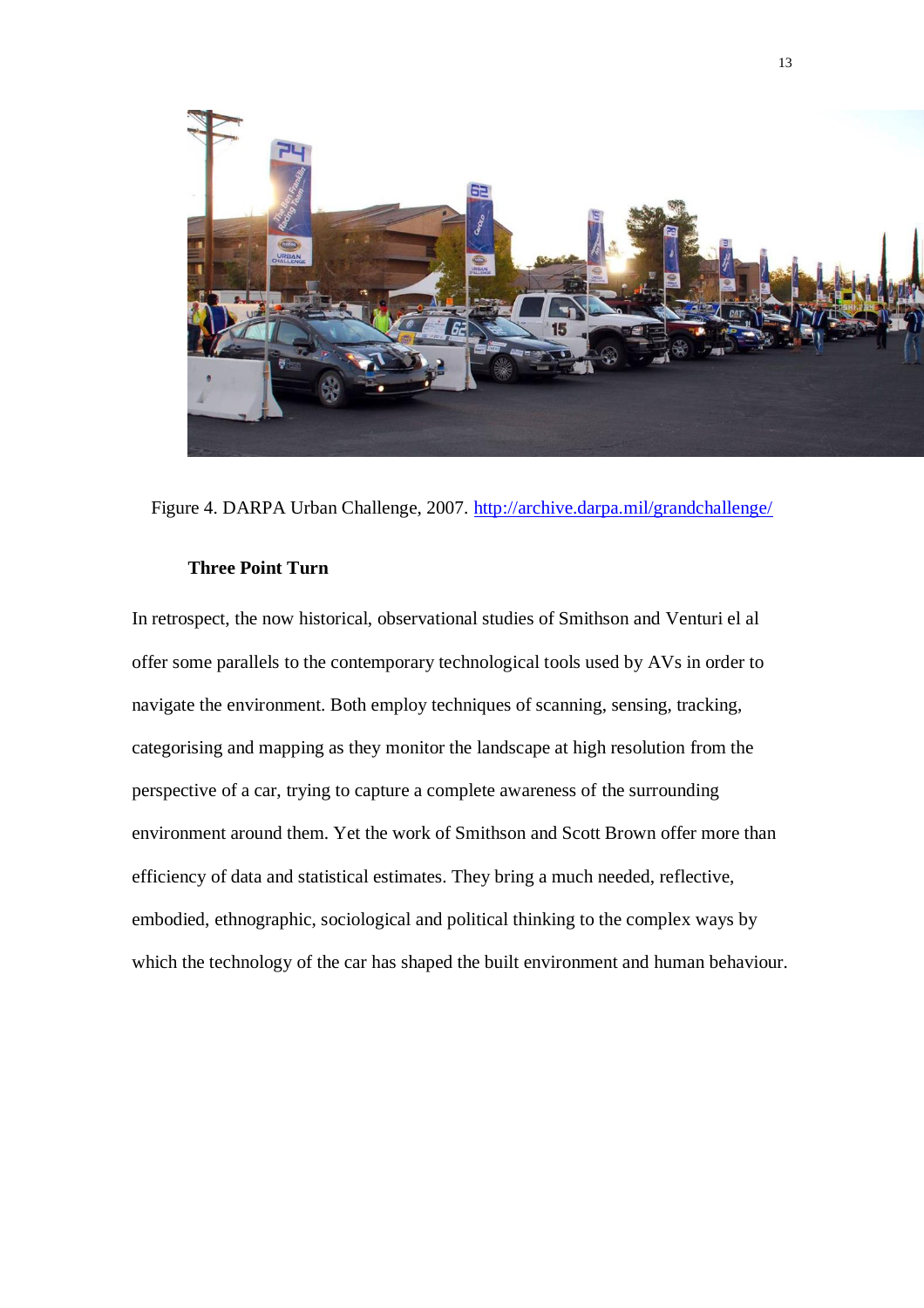Figure 4. DARPA Urban Challenge, 2007. http://archive.darpa.mil/grandchallenge/

### Three Point Turn

In retrospect, the now historical, observational studies of Smithson and Venturi el al offer some parallels to the contemporary technological tools used by AVs in order to navigate the environment. Both employ techniques of scanning, sensing, tracking, categorising and mapping as they monitor the landscape at high resolution from the perspective of a car, trying to capture a complete awareness of the surrounding environment around them. Yet the work of Smithson and Scott Brown offer more than efficiency of data and statistical estimates. They bring a much needed, reflective, embodied, ethnographic, sociological and political thinking to the complex ways by which the technology of the car has shaped the built environment and human behaviour.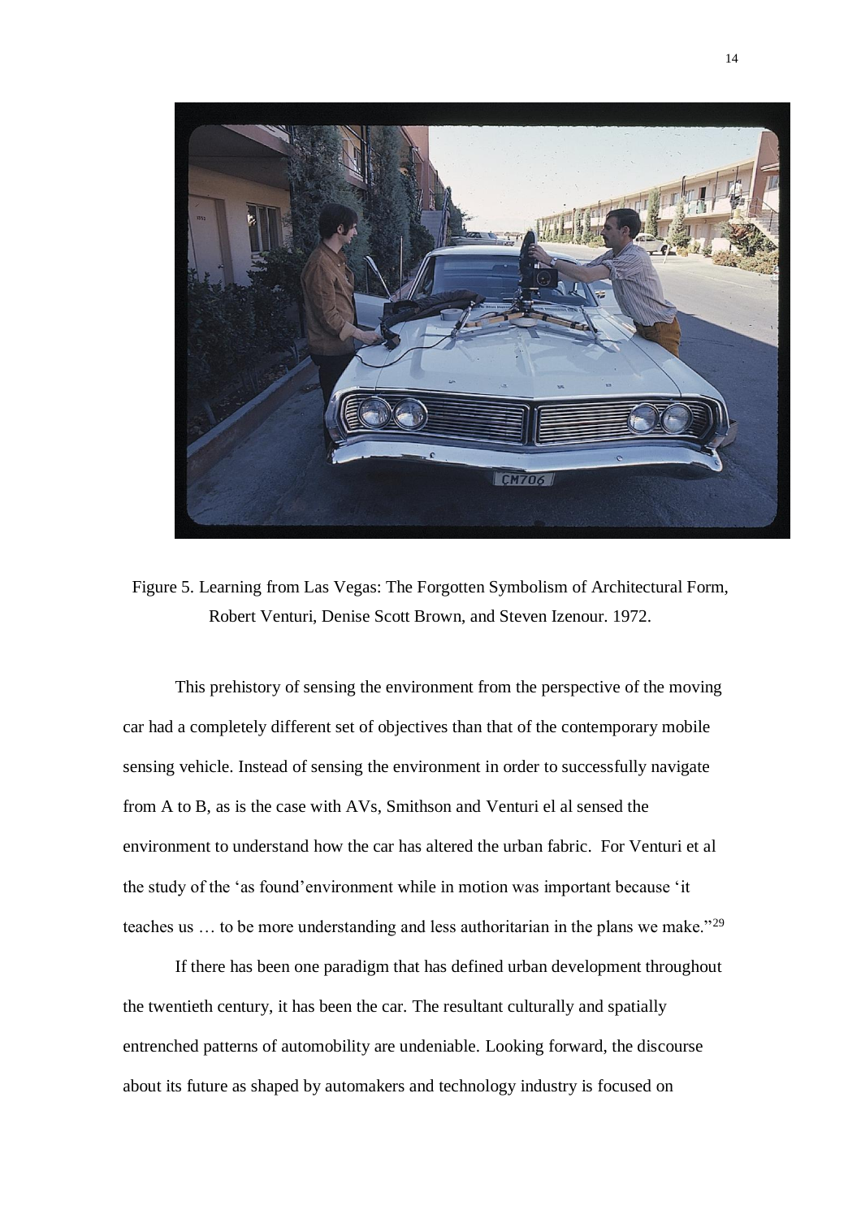Figure 5. Learning from Las Vegas: The Forgotten Symbolism of Architectural Form, Robert Venturi, Denise Scott Brown, and Steven Izenour. 1972.

This prehistory of sensing the environment from the perspective of the moving car had a completely different set of objectives than that of the contemporary mobile sensing vehicle. Instead of sensing the environment in order to successfully navigate from A to B, as is the case with AVs, Smithson and Venturi el al sensed the environment to understand how the car has altered the urban fabric. For Venturi et al the study of the 'as found' environment while in motion was important because 'it teaches us … to be more understanding and less authoritarian in the plans we make."[29]

If there has been one paradigm that has defined urban development throughout the twentieth century, it has been the car. The resultant culturally and spatially entrenched patterns of automobility are undeniable. Looking forward, the discourse about its future as shaped by automakers and technology industry is focused on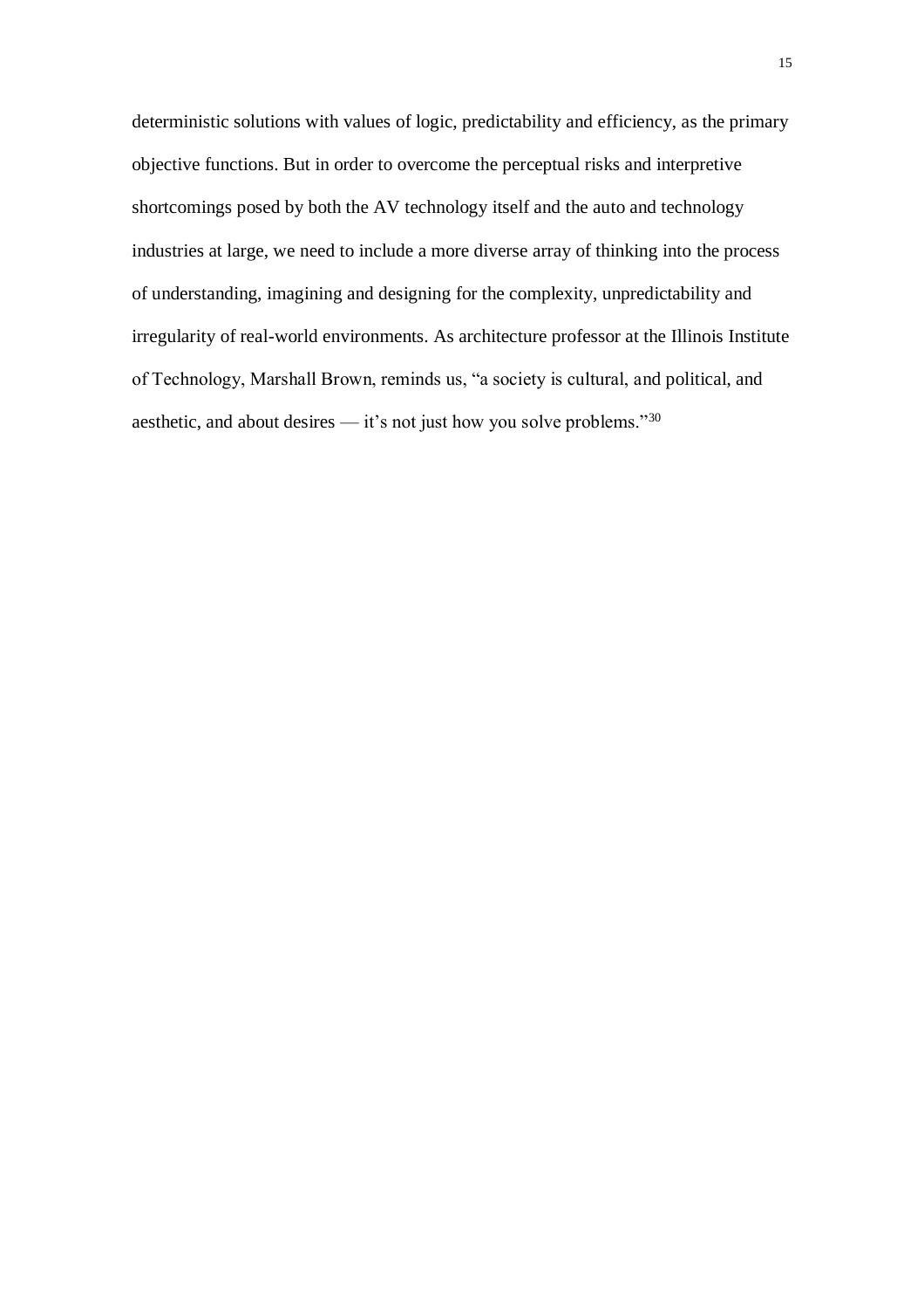deterministic solutions with values of logic, predictability and efficiency, as the primary objective functions. But in order to overcome the perceptual risks and interpretive shortcomings posed by both the AV technology itself and the auto and technology industries at large, we need to include a more diverse array of thinking into the process of understanding, imagining and designing for the complexity, unpredictability and irregularity of real-world environments. As architecture professor at the Illinois Institute of Technology, Marshall Brown, reminds us, "a society is cultural, and political, and aesthetic, and about desires — it's not just how you solve problems."[30]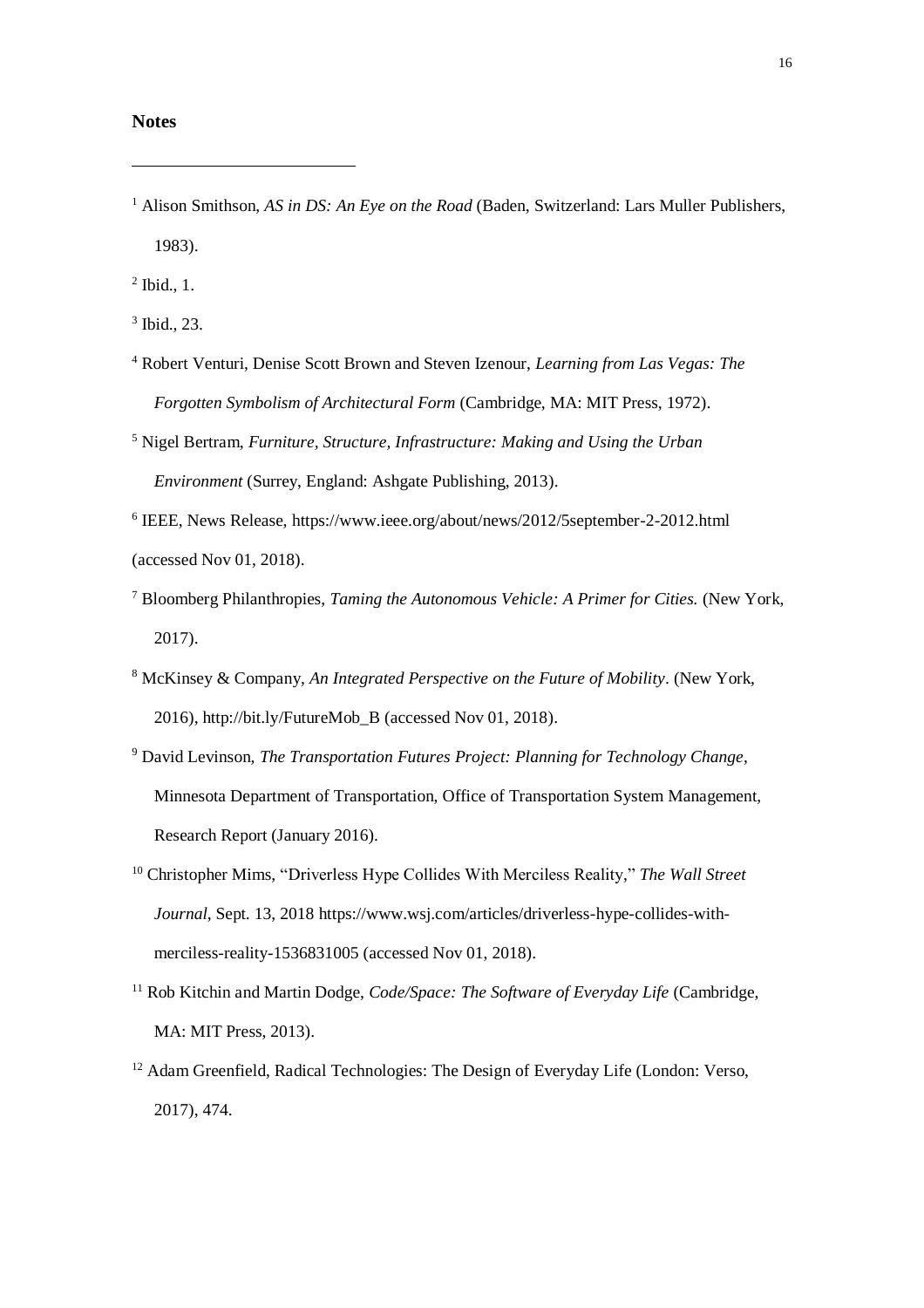**Notes**

[1] Alison Smithson, *AS in DS: An Eye on the Road* (Baden, Switzerland: Lars Muller Publishers, 1983).

[2] Ibid., 1.

[3] Ibid., 23.

[4] Robert Venturi, Denise Scott Brown and Steven Izenour, *Learning from Las Vegas: The Forgotten Symbolism of Architectural Form* (Cambridge, MA: MIT Press, 1972).

[5] Nigel Bertram, *Furniture, Structure, Infrastructure: Making and Using the Urban Environment* (Surrey, England: Ashgate Publishing, 2013).

[6] IEEE, News Release, https://www.ieee.org/about/news/2012/5september-2-2012.html (accessed Nov 01, 2018).

[7] Bloomberg Philanthropies, *Taming the Autonomous Vehicle: A Primer for Cities.* (New York, 2017).

[8] McKinsey & Company, *An Integrated Perspective on the Future of Mobility*. (New York, 2016), http://bit.ly/FutureMob_B (accessed Nov 01, 2018).

[9] David Levinson, *The Transportation Futures Project: Planning for Technology Change*, Minnesota Department of Transportation, Office of Transportation System Management, Research Report (January 2016).

[10] Christopher Mims, "Driverless Hype Collides With Merciless Reality," *The Wall Street Journal*, Sept. 13, 2018 https://www.wsj.com/articles/driverless-hype-collides-with-merciless-reality-1536831005 (accessed Nov 01, 2018).

[11] Rob Kitchin and Martin Dodge, *Code/Space: The Software of Everyday Life* (Cambridge, MA: MIT Press, 2013).

[12] Adam Greenfield, Radical Technologies: The Design of Everyday Life (London: Verso, 2017), 474.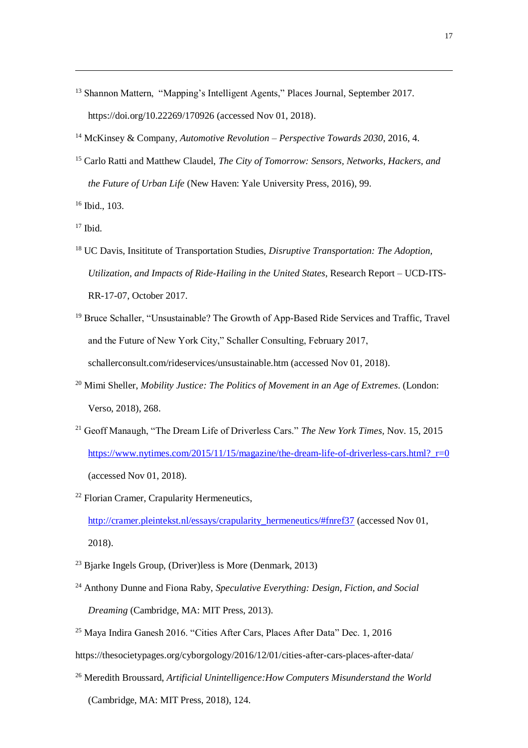[13] Shannon Mattern, "Mapping's Intelligent Agents," Places Journal, September 2017. https://doi.org/10.22269/170926 (accessed Nov 01, 2018).

[14] McKinsey & Company, *Automotive Revolution – Perspective Towards 2030*, 2016, 4.

[15] Carlo Ratti and Matthew Claudel, *The City of Tomorrow: Sensors, Networks, Hackers, and the Future of Urban Life* (New Haven: Yale University Press, 2016), 99.

[16] Ibid., 103.

[17] Ibid.

[18] UC Davis, Insititute of Transportation Studies, *Disruptive Transportation: The Adoption, Utilization, and Impacts of Ride-Hailing in the United States*, Research Report – UCD-ITS-RR-17-07, October 2017.

[19] Bruce Schaller, "Unsustainable? The Growth of App-Based Ride Services and Traffic, Travel and the Future of New York City," Schaller Consulting, February 2017, schallerconsult.com/rideservices/unsustainable.htm (accessed Nov 01, 2018).

[20] Mimi Sheller, *Mobility Justice: The Politics of Movement in an Age of Extremes*. (London: Verso, 2018), 268.

[21] Geoff Manaugh, "The Dream Life of Driverless Cars." *The New York Times*, Nov. 15, 2015 https://www.nytimes.com/2015/11/15/magazine/the-dream-life-of-driverless-cars.html?_r=0 (accessed Nov 01, 2018).

[22] Florian Cramer, Crapularity Hermeneutics, http://cramer.pleintekst.nl/essays/crapularity_hermeneutics/#fnref37 (accessed Nov 01, 2018).

[23] Bjarke Ingels Group, (Driver)less is More (Denmark, 2013)

[24] Anthony Dunne and Fiona Raby, *Speculative Everything: Design, Fiction, and Social Dreaming* (Cambridge, MA: MIT Press, 2013).

[25] Maya Indira Ganesh 2016. "Cities After Cars, Places After Data" Dec. 1, 2016 https://thesocietypages.org/cyborgology/2016/12/01/cities-after-cars-places-after-data/

[26] Meredith Broussard, *Artificial Unintelligence:How Computers Misunderstand the World* (Cambridge, MA: MIT Press, 2018), 124.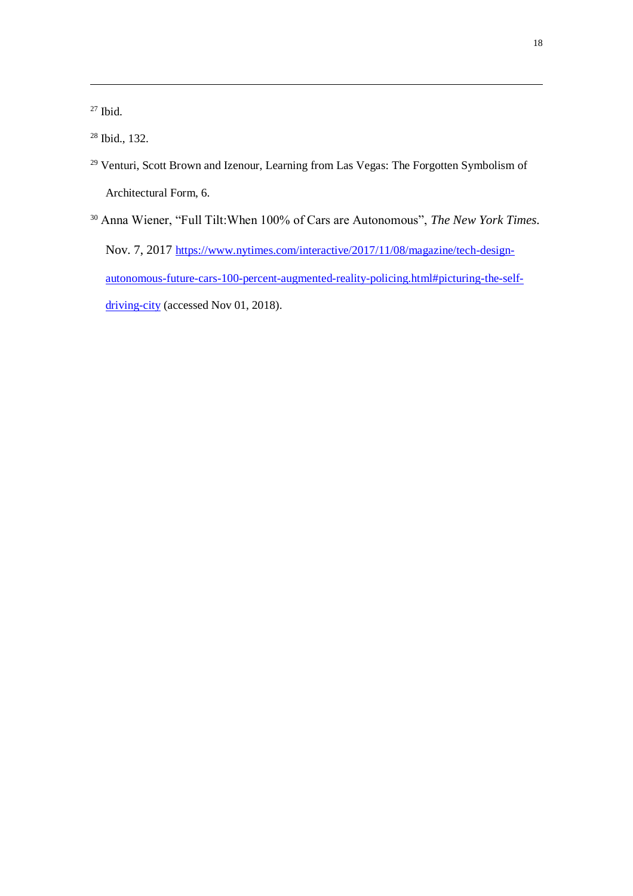[27] Ibid.

[28] Ibid., 132.

[29] Venturi, Scott Brown and Izenour, Learning from Las Vegas: The Forgotten Symbolism of Architectural Form, 6.

[30] Anna Wiener, "Full Tilt:When 100% of Cars are Autonomous", *The New York Times.* Nov. 7, 2017 https://www.nytimes.com/interactive/2017/11/08/magazine/tech-design-autonomous-future-cars-100-percent-augmented-reality-policing.html#picturing-the-self-driving-city (accessed Nov 01, 2018).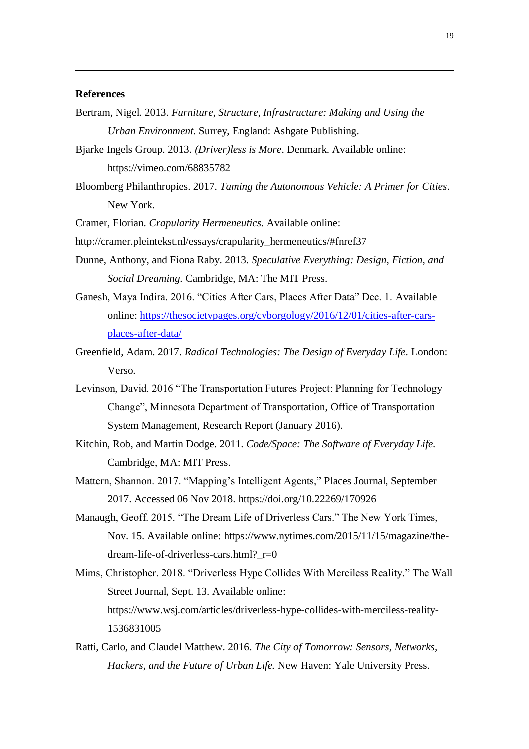**References**

Bertram, Nigel. 2013. *Furniture, Structure, Infrastructure: Making and Using the Urban Environment*. Surrey, England: Ashgate Publishing.

Bjarke Ingels Group. 2013. *(Driver)less is More*. Denmark. Available online: https://vimeo.com/68835782

Bloomberg Philanthropies. 2017. *Taming the Autonomous Vehicle: A Primer for Cities*. New York.

Cramer, Florian. *Crapularity Hermeneutics*. Available online: http://cramer.pleintekst.nl/essays/crapularity_hermeneutics/#fnref37

Dunne, Anthony, and Fiona Raby. 2013. *Speculative Everything: Design, Fiction, and Social Dreaming.* Cambridge, MA: The MIT Press.

Ganesh, Maya Indira. 2016. "Cities After Cars, Places After Data" Dec. 1. Available online: [https://thesocietypages.org/cyborgology/2016/12/01/cities-after-cars-places-after-data/](https://thesocietypages.org/cyborgology/2016/12/01/cities-after-cars-places-after-data/)

Greenfield, Adam. 2017. *Radical Technologies: The Design of Everyday Life*. London: Verso.

Levinson, David. 2016 "The Transportation Futures Project: Planning for Technology Change", Minnesota Department of Transportation, Office of Transportation System Management, Research Report (January 2016).

Kitchin, Rob, and Martin Dodge. 2011. *Code/Space: The Software of Everyday Life.* Cambridge, MA: MIT Press.

Mattern, Shannon. 2017. "Mapping's Intelligent Agents," Places Journal, September 2017. Accessed 06 Nov 2018. https://doi.org/10.22269/170926

Manaugh, Geoff. 2015. "The Dream Life of Driverless Cars." The New York Times, Nov. 15. Available online: https://www.nytimes.com/2015/11/15/magazine/the-dream-life-of-driverless-cars.html?_r=0

Mims, Christopher. 2018. "Driverless Hype Collides With Merciless Reality." The Wall Street Journal, Sept. 13. Available online: https://www.wsj.com/articles/driverless-hype-collides-with-merciless-reality-1536831005

Ratti, Carlo, and Claudel Matthew. 2016. *The City of Tomorrow: Sensors, Networks, Hackers, and the Future of Urban Life.* New Haven: Yale University Press.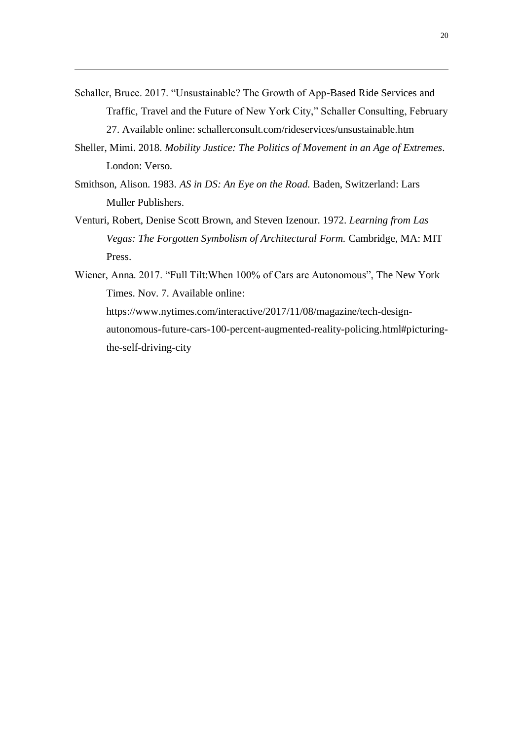Schaller, Bruce. 2017. "Unsustainable? The Growth of App-Based Ride Services and Traffic, Travel and the Future of New York City," Schaller Consulting, February 27. Available online: schallerconsult.com/rideservices/unsustainable.htm

Sheller, Mimi. 2018. *Mobility Justice: The Politics of Movement in an Age of Extremes*. London: Verso.

Smithson, Alison. 1983. *AS in DS: An Eye on the Road.* Baden, Switzerland: Lars Muller Publishers.

Venturi, Robert, Denise Scott Brown, and Steven Izenour. 1972. *Learning from Las Vegas: The Forgotten Symbolism of Architectural Form.* Cambridge, MA: MIT Press.

Wiener, Anna. 2017. "Full Tilt:When 100% of Cars are Autonomous", The New York Times. Nov. 7. Available online: https://www.nytimes.com/interactive/2017/11/08/magazine/tech-design-autonomous-future-cars-100-percent-augmented-reality-policing.html#picturing-the-self-driving-city